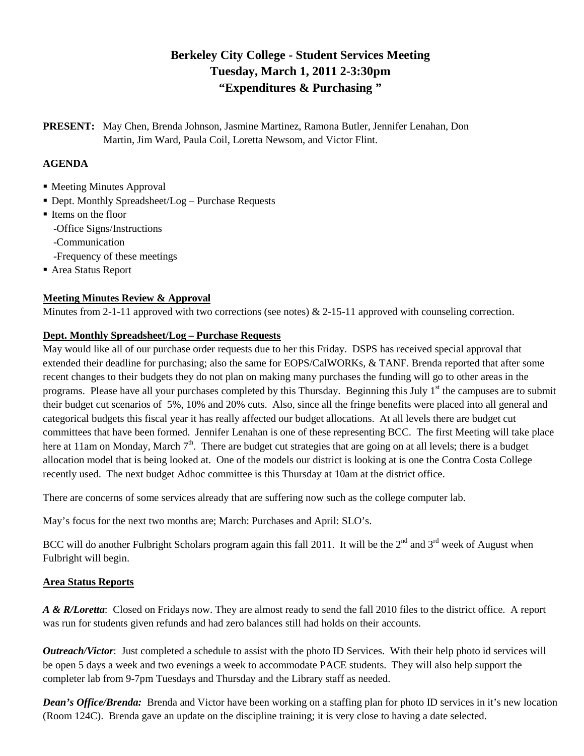# Berkeley City College - Student Services Meeting
## Tuesday, March 1, 2011 2-3:30pm
## "Expenditures & Purchasing "

**PRESENT:** May Chen, Brenda Johnson, Jasmine Martinez, Ramona Butler, Jennifer Lenahan, Don Martin, Jim Ward, Paula Coil, Loretta Newsom, and Victor Flint.

**AGENDA**

- Meeting Minutes Approval
- Dept. Monthly Spreadsheet/Log – Purchase Requests
- Items on the floor
  - -Office Signs/Instructions
  - -Communication
  - -Frequency of these meetings
- Area Status Report

**Meeting Minutes Review & Approval**

Minutes from 2-1-11 approved with two corrections (see notes) & 2-15-11 approved with counseling correction.

**Dept. Monthly Spreadsheet/Log – Purchase Requests**

May would like all of our purchase order requests due to her this Friday. DSPS has received special approval that extended their deadline for purchasing; also the same for EOPS/CalWORKs, & TANF. Brenda reported that after some recent changes to their budgets they do not plan on making many purchases the funding will go to other areas in the programs. Please have all your purchases completed by this Thursday. Beginning this July 1st the campuses are to submit their budget cut scenarios of 5%, 10% and 20% cuts. Also, since all the fringe benefits were placed into all general and categorical budgets this fiscal year it has really affected our budget allocations. At all levels there are budget cut committees that have been formed. Jennifer Lenahan is one of these representing BCC. The first Meeting will take place here at 11am on Monday, March 7th. There are budget cut strategies that are going on at all levels; there is a budget allocation model that is being looked at. One of the models our district is looking at is one the Contra Costa College recently used. The next budget Adhoc committee is this Thursday at 10am at the district office.

There are concerns of some services already that are suffering now such as the college computer lab.

May's focus for the next two months are; March: Purchases and April: SLO's.

BCC will do another Fulbright Scholars program again this fall 2011. It will be the 2nd and 3rd week of August when Fulbright will begin.

**Area Status Reports**

***A & R/Loretta***: Closed on Fridays now. They are almost ready to send the fall 2010 files to the district office. A report was run for students given refunds and had zero balances still had holds on their accounts.

***Outreach/Victor***: Just completed a schedule to assist with the photo ID Services. With their help photo id services will be open 5 days a week and two evenings a week to accommodate PACE students. They will also help support the completer lab from 9-7pm Tuesdays and Thursday and the Library staff as needed.

***Dean's Office/Brenda:*** Brenda and Victor have been working on a staffing plan for photo ID services in it's new location (Room 124C). Brenda gave an update on the discipline training; it is very close to having a date selected.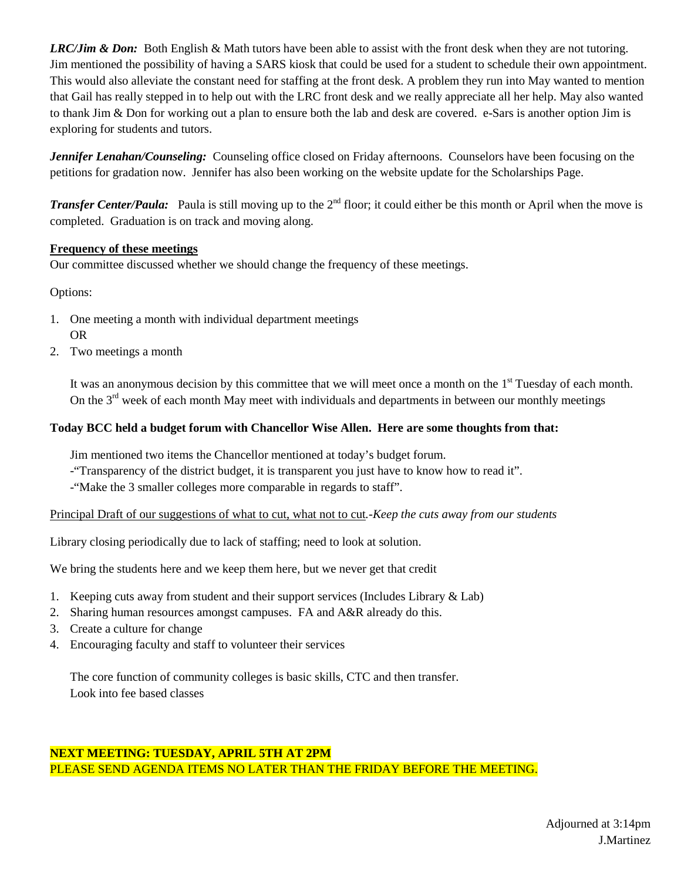***LRC/Jim & Don:*** Both English & Math tutors have been able to assist with the front desk when they are not tutoring. Jim mentioned the possibility of having a SARS kiosk that could be used for a student to schedule their own appointment. This would also alleviate the constant need for staffing at the front desk. A problem they run into May wanted to mention that Gail has really stepped in to help out with the LRC front desk and we really appreciate all her help. May also wanted to thank Jim & Don for working out a plan to ensure both the lab and desk are covered. e-Sars is another option Jim is exploring for students and tutors.

***Jennifer Lenahan/Counseling:*** Counseling office closed on Friday afternoons. Counselors have been focusing on the petitions for gradation now. Jennifer has also been working on the website update for the Scholarships Page.

***Transfer Center/Paula:*** Paula is still moving up to the 2nd floor; it could either be this month or April when the move is completed. Graduation is on track and moving along.

**Frequency of these meetings**

Our committee discussed whether we should change the frequency of these meetings.

Options:

1. One meeting a month with individual department meetings
   OR
2. Two meetings a month

   It was an anonymous decision by this committee that we will meet once a month on the 1st Tuesday of each month. On the 3rd week of each month May meet with individuals and departments in between our monthly meetings

**Today BCC held a budget forum with Chancellor Wise Allen. Here are some thoughts from that:**

Jim mentioned two items the Chancellor mentioned at today's budget forum.
-"Transparency of the district budget, it is transparent you just have to know how to read it".
-"Make the 3 smaller colleges more comparable in regards to staff".

Principal Draft of our suggestions of what to cut, what not to cut.*-Keep the cuts away from our students*

Library closing periodically due to lack of staffing; need to look at solution.

We bring the students here and we keep them here, but we never get that credit

1. Keeping cuts away from student and their support services (Includes Library & Lab)
2. Sharing human resources amongst campuses. FA and A&R already do this.
3. Create a culture for change
4. Encouraging faculty and staff to volunteer their services

   The core function of community colleges is basic skills, CTC and then transfer.
   Look into fee based classes

**NEXT MEETING: TUESDAY, APRIL 5TH AT 2PM**
PLEASE SEND AGENDA ITEMS NO LATER THAN THE FRIDAY BEFORE THE MEETING.

Adjourned at 3:14pm
J.Martinez